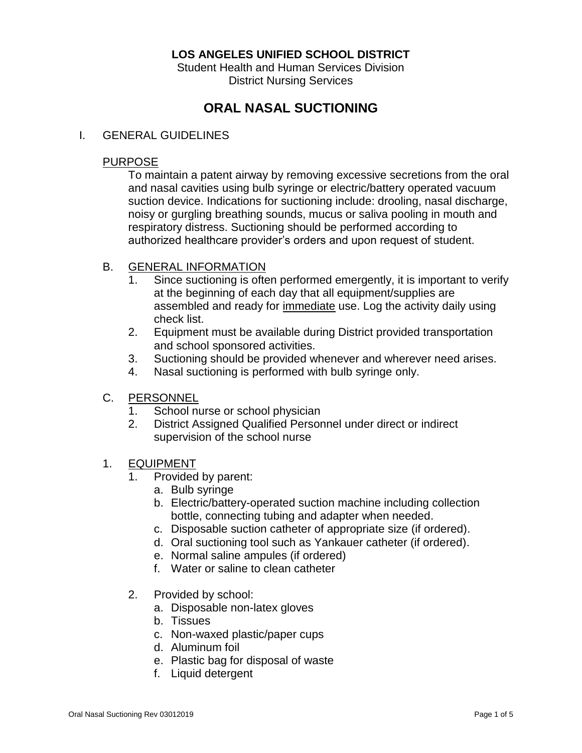**LOS ANGELES UNIFIED SCHOOL DISTRICT**

Student Health and Human Services Division
District Nursing Services

# ORAL NASAL SUCTIONING

## I. GENERAL GUIDELINES

### PURPOSE

To maintain a patent airway by removing excessive secretions from the oral and nasal cavities using bulb syringe or electric/battery operated vacuum suction device. Indications for suctioning include: drooling, nasal discharge, noisy or gurgling breathing sounds, mucus or saliva pooling in mouth and respiratory distress. Suctioning should be performed according to authorized healthcare provider's orders and upon request of student.

### B. GENERAL INFORMATION

1. Since suctioning is often performed emergently, it is important to verify at the beginning of each day that all equipment/supplies are assembled and ready for immediate use. Log the activity daily using check list.
2. Equipment must be available during District provided transportation and school sponsored activities.
3. Suctioning should be provided whenever and wherever need arises.
4. Nasal suctioning is performed with bulb syringe only.

### C. PERSONNEL

1. School nurse or school physician
2. District Assigned Qualified Personnel under direct or indirect supervision of the school nurse

### 1. EQUIPMENT

1. Provided by parent:
   a. Bulb syringe
   b. Electric/battery-operated suction machine including collection bottle, connecting tubing and adapter when needed.
   c. Disposable suction catheter of appropriate size (if ordered).
   d. Oral suctioning tool such as Yankauer catheter (if ordered).
   e. Normal saline ampules (if ordered)
   f. Water or saline to clean catheter

2. Provided by school:
   a. Disposable non-latex gloves
   b. Tissues
   c. Non-waxed plastic/paper cups
   d. Aluminum foil
   e. Plastic bag for disposal of waste
   f. Liquid detergent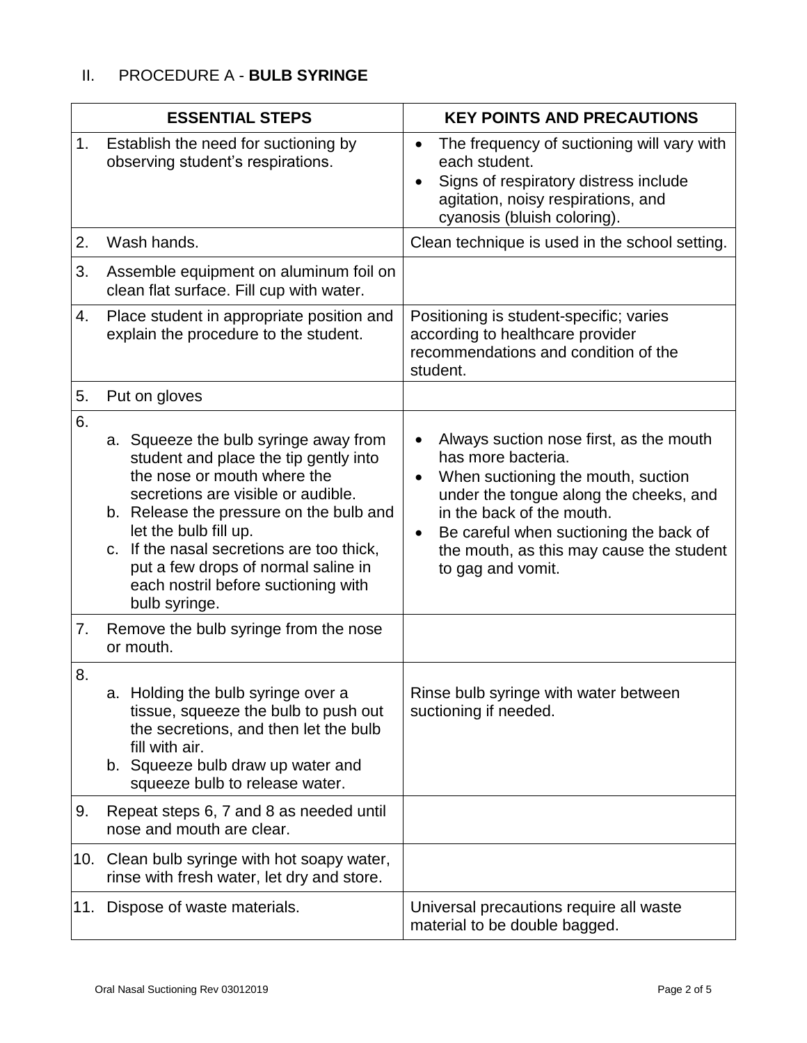## II. PROCEDURE A - **BULB SYRINGE**

| ESSENTIAL STEPS | KEY POINTS AND PRECAUTIONS |
|---|---|
| 1. Establish the need for suctioning by observing student's respirations. | • The frequency of suctioning will vary with each student.<br>• Signs of respiratory distress include agitation, noisy respirations, and cyanosis (bluish coloring). |
| 2. Wash hands. | Clean technique is used in the school setting. |
| 3. Assemble equipment on aluminum foil on clean flat surface. Fill cup with water. | |
| 4. Place student in appropriate position and explain the procedure to the student. | Positioning is student-specific; varies according to healthcare provider recommendations and condition of the student. |
| 5. Put on gloves | |
| 6. a. Squeeze the bulb syringe away from student and place the tip gently into the nose or mouth where the secretions are visible or audible.<br>b. Release the pressure on the bulb and let the bulb fill up.<br>c. If the nasal secretions are too thick, put a few drops of normal saline in each nostril before suctioning with bulb syringe. | • Always suction nose first, as the mouth has more bacteria.<br>• When suctioning the mouth, suction under the tongue along the cheeks, and in the back of the mouth.<br>• Be careful when suctioning the back of the mouth, as this may cause the student to gag and vomit. |
| 7. Remove the bulb syringe from the nose or mouth. | |
| 8. a. Holding the bulb syringe over a tissue, squeeze the bulb to push out the secretions, and then let the bulb fill with air.<br>b. Squeeze bulb draw up water and squeeze bulb to release water. | Rinse bulb syringe with water between suctioning if needed. |
| 9. Repeat steps 6, 7 and 8 as needed until nose and mouth are clear. | |
| 10. Clean bulb syringe with hot soapy water, rinse with fresh water, let dry and store. | |
| 11. Dispose of waste materials. | Universal precautions require all waste material to be double bagged. |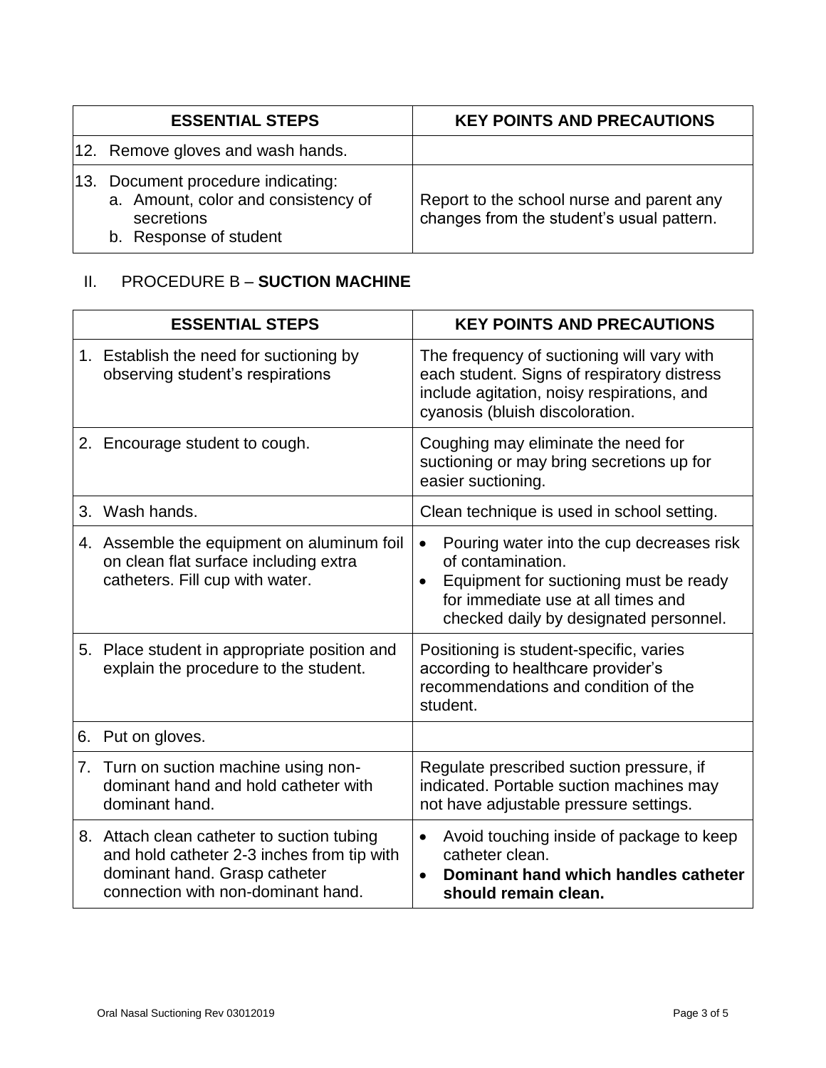| ESSENTIAL STEPS | KEY POINTS AND PRECAUTIONS |
|---|---|
| 12. Remove gloves and wash hands. | |
| 13. Document procedure indicating:<br>a. Amount, color and consistency of secretions<br>b. Response of student | Report to the school nurse and parent any changes from the student's usual pattern. |

## II. PROCEDURE B – **SUCTION MACHINE**

| ESSENTIAL STEPS | KEY POINTS AND PRECAUTIONS |
|---|---|
| 1. Establish the need for suctioning by observing student's respirations | The frequency of suctioning will vary with each student. Signs of respiratory distress include agitation, noisy respirations, and cyanosis (bluish discoloration. |
| 2. Encourage student to cough. | Coughing may eliminate the need for suctioning or may bring secretions up for easier suctioning. |
| 3. Wash hands. | Clean technique is used in school setting. |
| 4. Assemble the equipment on aluminum foil on clean flat surface including extra catheters. Fill cup with water. | • Pouring water into the cup decreases risk of contamination.<br>• Equipment for suctioning must be ready for immediate use at all times and checked daily by designated personnel. |
| 5. Place student in appropriate position and explain the procedure to the student. | Positioning is student-specific, varies according to healthcare provider's recommendations and condition of the student. |
| 6. Put on gloves. | |
| 7. Turn on suction machine using non-dominant hand and hold catheter with dominant hand. | Regulate prescribed suction pressure, if indicated. Portable suction machines may not have adjustable pressure settings. |
| 8. Attach clean catheter to suction tubing and hold catheter 2-3 inches from tip with dominant hand. Grasp catheter connection with non-dominant hand. | • Avoid touching inside of package to keep catheter clean.<br>• **Dominant hand which handles catheter should remain clean.** |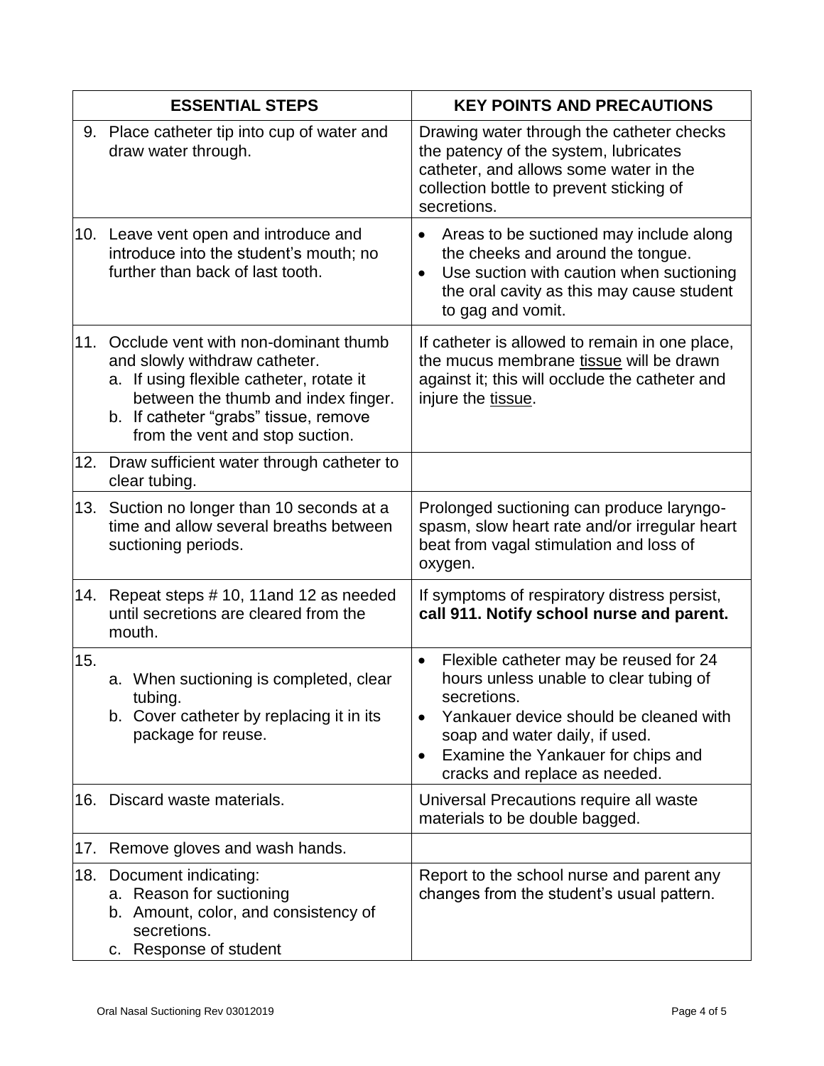| ESSENTIAL STEPS | KEY POINTS AND PRECAUTIONS |
|---|---|
| 9. Place catheter tip into cup of water and draw water through. | Drawing water through the catheter checks the patency of the system, lubricates catheter, and allows some water in the collection bottle to prevent sticking of secretions. |
| 10. Leave vent open and introduce and introduce into the student's mouth; no further than back of last tooth. | • Areas to be suctioned may include along the cheeks and around the tongue.<br>• Use suction with caution when suctioning the oral cavity as this may cause student to gag and vomit. |
| 11. Occlude vent with non-dominant thumb and slowly withdraw catheter.<br>a. If using flexible catheter, rotate it between the thumb and index finger.<br>b. If catheter "grabs" tissue, remove from the vent and stop suction. | If catheter is allowed to remain in one place, the mucus membrane <u>tissue</u> will be drawn against it; this will occlude the catheter and injure the <u>tissue</u>. |
| 12. Draw sufficient water through catheter to clear tubing. | |
| 13. Suction no longer than 10 seconds at a time and allow several breaths between suctioning periods. | Prolonged suctioning can produce laryngo-spasm, slow heart rate and/or irregular heart beat from vagal stimulation and loss of oxygen. |
| 14. Repeat steps # 10, 11and 12 as needed until secretions are cleared from the mouth. | If symptoms of respiratory distress persist, **call 911. Notify school nurse and parent.** |
| 15.<br>a. When suctioning is completed, clear tubing.<br>b. Cover catheter by replacing it in its package for reuse. | • Flexible catheter may be reused for 24 hours unless unable to clear tubing of secretions.<br>• Yankauer device should be cleaned with soap and water daily, if used.<br>• Examine the Yankauer for chips and cracks and replace as needed. |
| 16. Discard waste materials. | Universal Precautions require all waste materials to be double bagged. |
| 17. Remove gloves and wash hands. | |
| 18. Document indicating:<br>a. Reason for suctioning<br>b. Amount, color, and consistency of secretions.<br>c. Response of student | Report to the school nurse and parent any changes from the student's usual pattern. |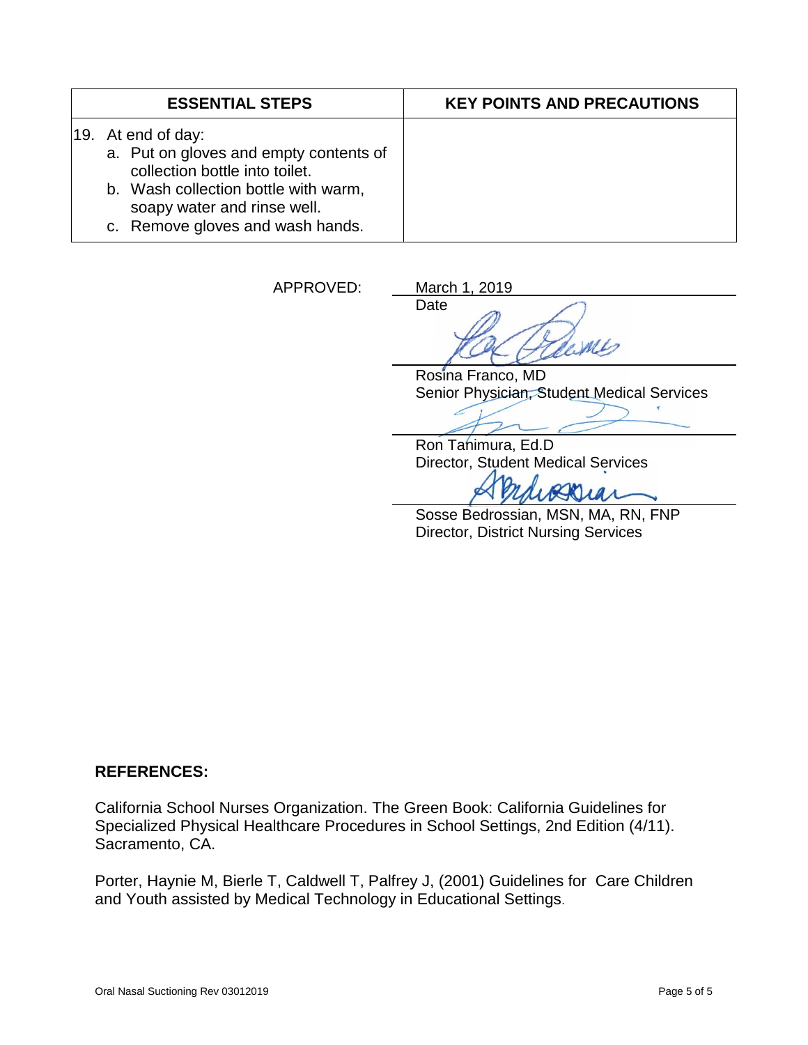| ESSENTIAL STEPS | KEY POINTS AND PRECAUTIONS |
|---|---|
| 19. At end of day:<br>a. Put on gloves and empty contents of collection bottle into toilet.<br>b. Wash collection bottle with warm, soapy water and rinse well.<br>c. Remove gloves and wash hands. | |

APPROVED: March 1, 2019
Date

Rosina Franco, MD
Senior Physician, Student Medical Services

Ron Tanimura, Ed.D
Director, Student Medical Services

Sosse Bedrossian, MSN, MA, RN, FNP
Director, District Nursing Services

**REFERENCES:**

California School Nurses Organization. The Green Book: California Guidelines for Specialized Physical Healthcare Procedures in School Settings, 2nd Edition (4/11). Sacramento, CA.

Porter, Haynie M, Bierle T, Caldwell T, Palfrey J, (2001) Guidelines for Care Children and Youth assisted by Medical Technology in Educational Settings.